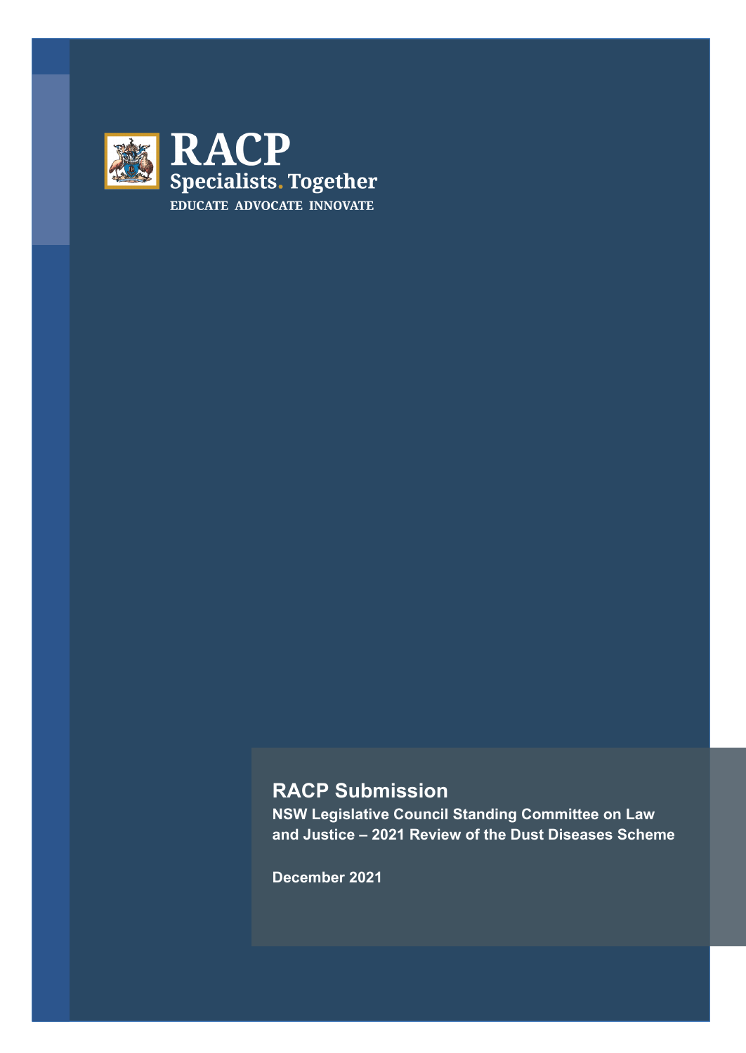RACP

Specialists. Together

EDUCATE ADVOCATE INNOVATE

# RACP Submission

**NSW Legislative Council Standing Committee on Law and Justice – 2021 Review of the Dust Diseases Scheme**

**December 2021**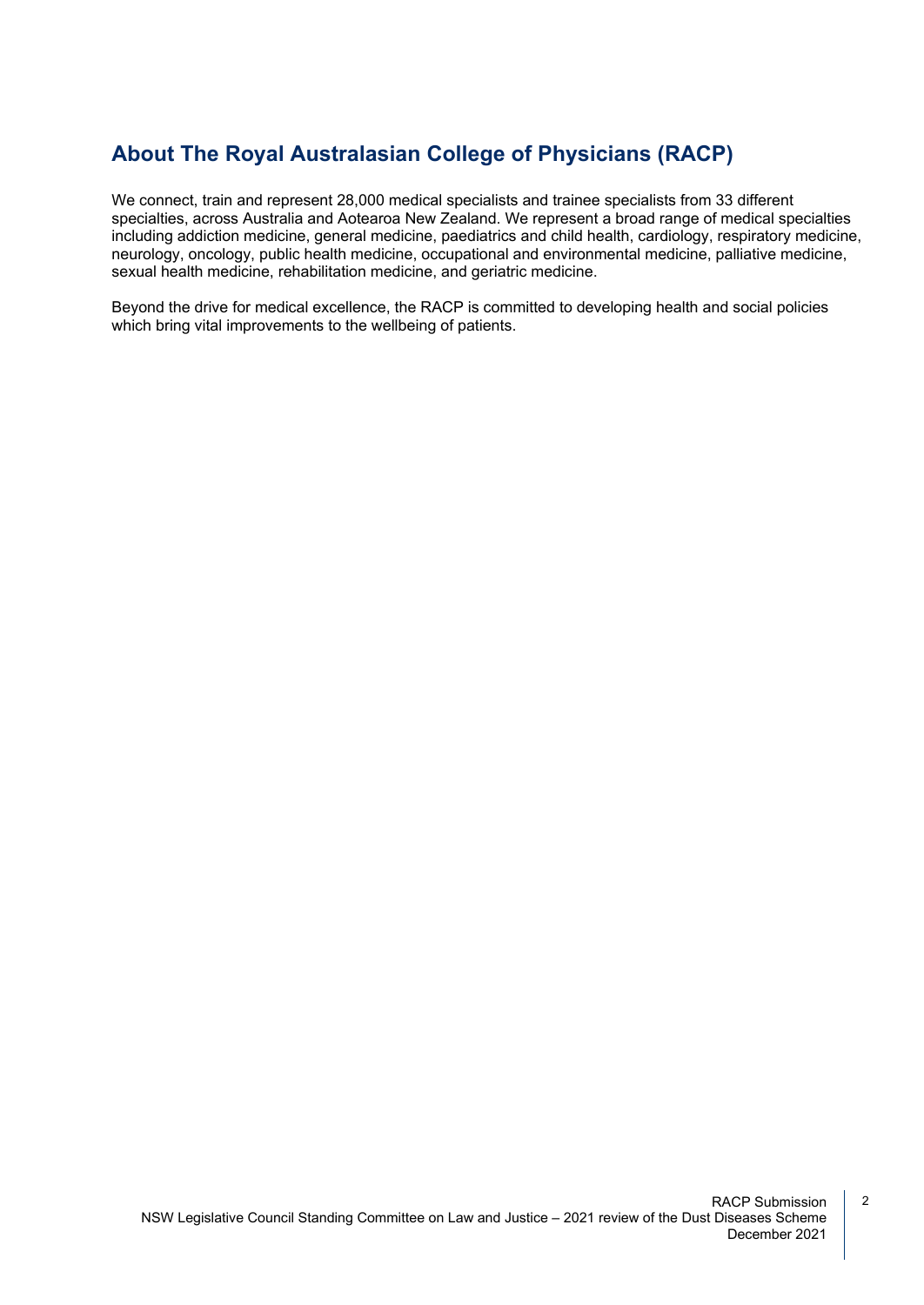## About The Royal Australasian College of Physicians (RACP)

We connect, train and represent 28,000 medical specialists and trainee specialists from 33 different specialties, across Australia and Aotearoa New Zealand. We represent a broad range of medical specialties including addiction medicine, general medicine, paediatrics and child health, cardiology, respiratory medicine, neurology, oncology, public health medicine, occupational and environmental medicine, palliative medicine, sexual health medicine, rehabilitation medicine, and geriatric medicine.

Beyond the drive for medical excellence, the RACP is committed to developing health and social policies which bring vital improvements to the wellbeing of patients.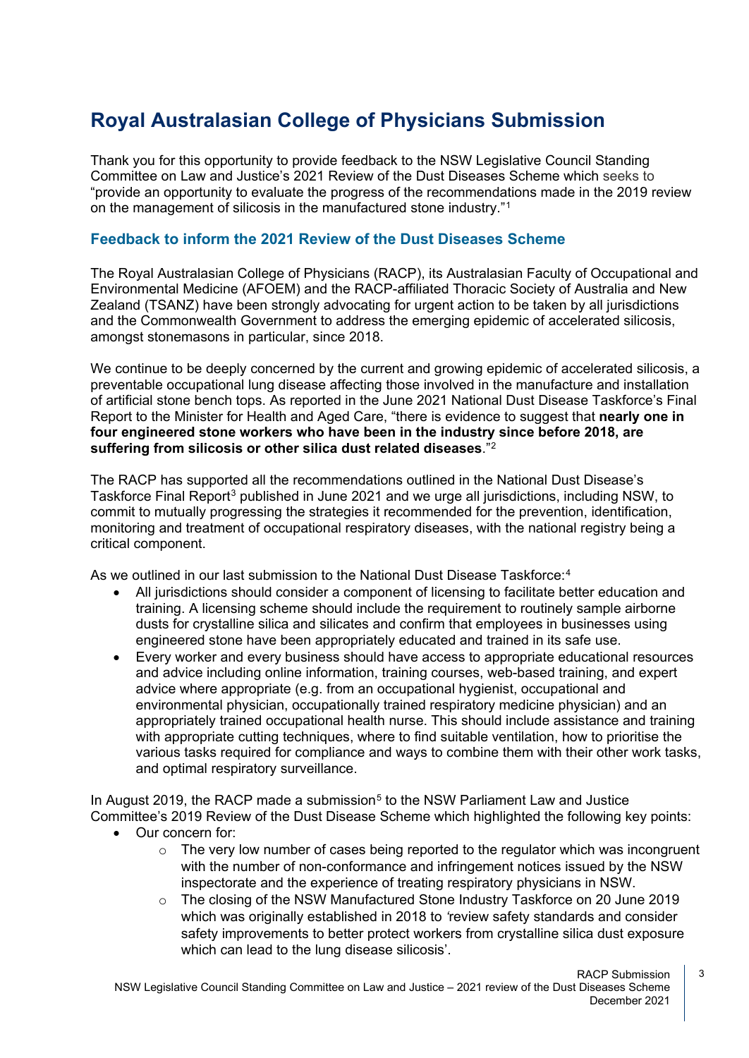# Royal Australasian College of Physicians Submission

Thank you for this opportunity to provide feedback to the NSW Legislative Council Standing Committee on Law and Justice's 2021 Review of the Dust Diseases Scheme which seeks to "provide an opportunity to evaluate the progress of the recommendations made in the 2019 review on the management of silicosis in the manufactured stone industry."[1]

## Feedback to inform the 2021 Review of the Dust Diseases Scheme

The Royal Australasian College of Physicians (RACP), its Australasian Faculty of Occupational and Environmental Medicine (AFOEM) and the RACP-affiliated Thoracic Society of Australia and New Zealand (TSANZ) have been strongly advocating for urgent action to be taken by all jurisdictions and the Commonwealth Government to address the emerging epidemic of accelerated silicosis, amongst stonemasons in particular, since 2018.

We continue to be deeply concerned by the current and growing epidemic of accelerated silicosis, a preventable occupational lung disease affecting those involved in the manufacture and installation of artificial stone bench tops. As reported in the June 2021 National Dust Disease Taskforce's Final Report to the Minister for Health and Aged Care, "there is evidence to suggest that **nearly one in four engineered stone workers who have been in the industry since before 2018, are suffering from silicosis or other silica dust related diseases**."[2]

The RACP has supported all the recommendations outlined in the National Dust Disease's Taskforce Final Report[3] published in June 2021 and we urge all jurisdictions, including NSW, to commit to mutually progressing the strategies it recommended for the prevention, identification, monitoring and treatment of occupational respiratory diseases, with the national registry being a critical component.

As we outlined in our last submission to the National Dust Disease Taskforce:[4]

- All jurisdictions should consider a component of licensing to facilitate better education and training. A licensing scheme should include the requirement to routinely sample airborne dusts for crystalline silica and silicates and confirm that employees in businesses using engineered stone have been appropriately educated and trained in its safe use.
- Every worker and every business should have access to appropriate educational resources and advice including online information, training courses, web-based training, and expert advice where appropriate (e.g. from an occupational hygienist, occupational and environmental physician, occupationally trained respiratory medicine physician) and an appropriately trained occupational health nurse. This should include assistance and training with appropriate cutting techniques, where to find suitable ventilation, how to prioritise the various tasks required for compliance and ways to combine them with their other work tasks, and optimal respiratory surveillance.

In August 2019, the RACP made a submission[5] to the NSW Parliament Law and Justice Committee's 2019 Review of the Dust Disease Scheme which highlighted the following key points:

- Our concern for:
  - The very low number of cases being reported to the regulator which was incongruent with the number of non-conformance and infringement notices issued by the NSW inspectorate and the experience of treating respiratory physicians in NSW.
  - The closing of the NSW Manufactured Stone Industry Taskforce on 20 June 2019 which was originally established in 2018 to 'review safety standards and consider safety improvements to better protect workers from crystalline silica dust exposure which can lead to the lung disease silicosis'.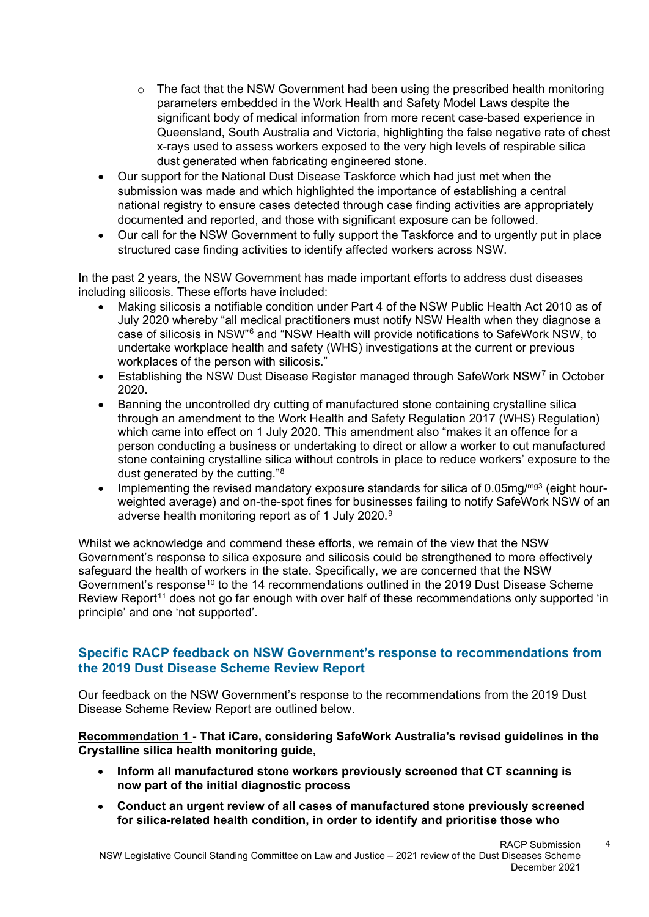- The fact that the NSW Government had been using the prescribed health monitoring parameters embedded in the Work Health and Safety Model Laws despite the significant body of medical information from more recent case-based experience in Queensland, South Australia and Victoria, highlighting the false negative rate of chest x-rays used to assess workers exposed to the very high levels of respirable silica dust generated when fabricating engineered stone.
- Our support for the National Dust Disease Taskforce which had just met when the submission was made and which highlighted the importance of establishing a central national registry to ensure cases detected through case finding activities are appropriately documented and reported, and those with significant exposure can be followed.
- Our call for the NSW Government to fully support the Taskforce and to urgently put in place structured case finding activities to identify affected workers across NSW.

In the past 2 years, the NSW Government has made important efforts to address dust diseases including silicosis. These efforts have included:

- Making silicosis a notifiable condition under Part 4 of the NSW Public Health Act 2010 as of July 2020 whereby "all medical practitioners must notify NSW Health when they diagnose a case of silicosis in NSW"[6] and "NSW Health will provide notifications to SafeWork NSW, to undertake workplace health and safety (WHS) investigations at the current or previous workplaces of the person with silicosis."
- Establishing the NSW Dust Disease Register managed through SafeWork NSW[7] in October 2020.
- Banning the uncontrolled dry cutting of manufactured stone containing crystalline silica through an amendment to the Work Health and Safety Regulation 2017 (WHS) Regulation) which came into effect on 1 July 2020. This amendment also "makes it an offence for a person conducting a business or undertaking to direct or allow a worker to cut manufactured stone containing crystalline silica without controls in place to reduce workers' exposure to the dust generated by the cutting."[8]
- Implementing the revised mandatory exposure standards for silica of 0.05mg/$^{mg3}$ (eight hour-weighted average) and on-the-spot fines for businesses failing to notify SafeWork NSW of an adverse health monitoring report as of 1 July 2020.[9]

Whilst we acknowledge and commend these efforts, we remain of the view that the NSW Government's response to silica exposure and silicosis could be strengthened to more effectively safeguard the health of workers in the state. Specifically, we are concerned that the NSW Government's response[10] to the 14 recommendations outlined in the 2019 Dust Disease Scheme Review Report[11] does not go far enough with over half of these recommendations only supported 'in principle' and one 'not supported'.

## Specific RACP feedback on NSW Government's response to recommendations from the 2019 Dust Disease Scheme Review Report

Our feedback on the NSW Government's response to the recommendations from the 2019 Dust Disease Scheme Review Report are outlined below.

**<u>Recommendation 1</u> - That iCare, considering SafeWork Australia's revised guidelines in the Crystalline silica health monitoring guide,**

- **Inform all manufactured stone workers previously screened that CT scanning is now part of the initial diagnostic process**
- **Conduct an urgent review of all cases of manufactured stone previously screened for silica-related health condition, in order to identify and prioritise those who**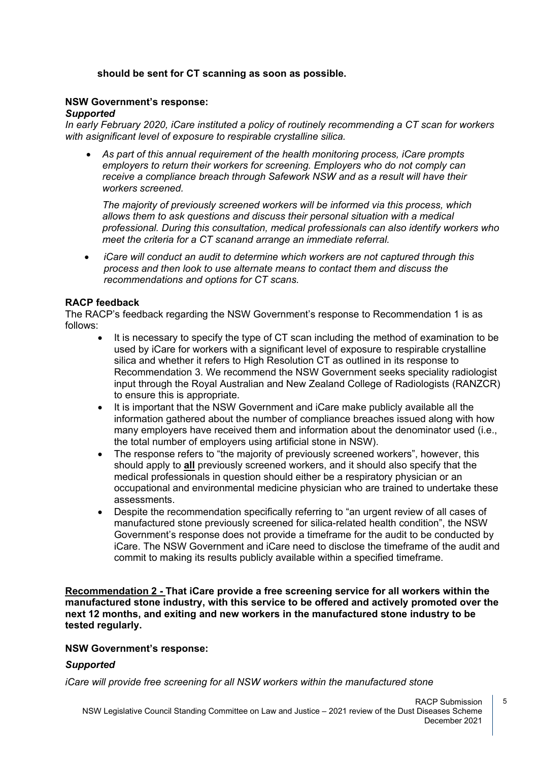**should be sent for CT scanning as soon as possible.**

**NSW Government's response:**
***Supported***
*In early February 2020, iCare instituted a policy of routinely recommending a CT scan for workers with asignificant level of exposure to respirable crystalline silica.*

- *As part of this annual requirement of the health monitoring process, iCare prompts employers to return their workers for screening. Employers who do not comply can receive a compliance breach through Safework NSW and as a result will have their workers screened.*

  *The majority of previously screened workers will be informed via this process, which allows them to ask questions and discuss their personal situation with a medical professional. During this consultation, medical professionals can also identify workers who meet the criteria for a CT scanand arrange an immediate referral.*

- *iCare will conduct an audit to determine which workers are not captured through this process and then look to use alternate means to contact them and discuss the recommendations and options for CT scans.*

**RACP feedback**
The RACP's feedback regarding the NSW Government's response to Recommendation 1 is as follows:

- It is necessary to specify the type of CT scan including the method of examination to be used by iCare for workers with a significant level of exposure to respirable crystalline silica and whether it refers to High Resolution CT as outlined in its response to Recommendation 3. We recommend the NSW Government seeks speciality radiologist input through the Royal Australian and New Zealand College of Radiologists (RANZCR) to ensure this is appropriate.
- It is important that the NSW Government and iCare make publicly available all the information gathered about the number of compliance breaches issued along with how many employers have received them and information about the denominator used (i.e., the total number of employers using artificial stone in NSW).
- The response refers to "the majority of previously screened workers", however, this should apply to **all** previously screened workers, and it should also specify that the medical professionals in question should either be a respiratory physician or an occupational and environmental medicine physician who are trained to undertake these assessments.
- Despite the recommendation specifically referring to "an urgent review of all cases of manufactured stone previously screened for silica-related health condition", the NSW Government's response does not provide a timeframe for the audit to be conducted by iCare. The NSW Government and iCare need to disclose the timeframe of the audit and commit to making its results publicly available within a specified timeframe.

**Recommendation 2 - That iCare provide a free screening service for all workers within the manufactured stone industry, with this service to be offered and actively promoted over the next 12 months, and exiting and new workers in the manufactured stone industry to be tested regularly.**

**NSW Government's response:**

***Supported***

*iCare will provide free screening for all NSW workers within the manufactured stone*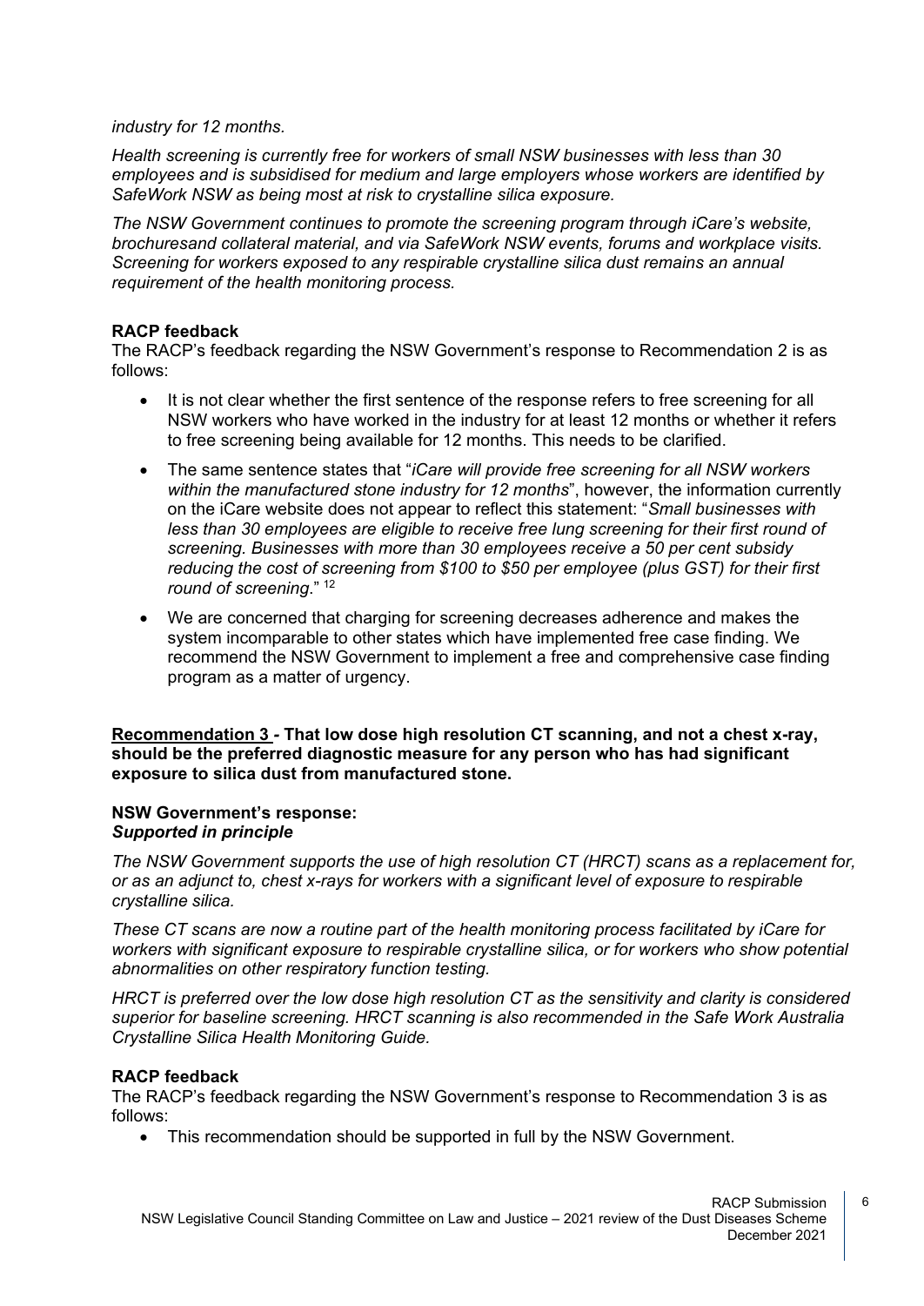*industry for 12 months.*

*Health screening is currently free for workers of small NSW businesses with less than 30 employees and is subsidised for medium and large employers whose workers are identified by SafeWork NSW as being most at risk to crystalline silica exposure.*

*The NSW Government continues to promote the screening program through iCare's website, brochuresand collateral material, and via SafeWork NSW events, forums and workplace visits. Screening for workers exposed to any respirable crystalline silica dust remains an annual requirement of the health monitoring process.*

**RACP feedback**

The RACP's feedback regarding the NSW Government's response to Recommendation 2 is as follows:

- It is not clear whether the first sentence of the response refers to free screening for all NSW workers who have worked in the industry for at least 12 months or whether it refers to free screening being available for 12 months. This needs to be clarified.
- The same sentence states that "*iCare will provide free screening for all NSW workers within the manufactured stone industry for 12 months*", however, the information currently on the iCare website does not appear to reflect this statement: "*Small businesses with less than 30 employees are eligible to receive free lung screening for their first round of screening. Businesses with more than 30 employees receive a 50 per cent subsidy reducing the cost of screening from $100 to $50 per employee (plus GST) for their first round of screening*." [12]
- We are concerned that charging for screening decreases adherence and makes the system incomparable to other states which have implemented free case finding. We recommend the NSW Government to implement a free and comprehensive case finding program as a matter of urgency.

**Recommendation 3 - That low dose high resolution CT scanning, and not a chest x-ray, should be the preferred diagnostic measure for any person who has had significant exposure to silica dust from manufactured stone.**

**NSW Government's response:**
***Supported in principle***

*The NSW Government supports the use of high resolution CT (HRCT) scans as a replacement for, or as an adjunct to, chest x-rays for workers with a significant level of exposure to respirable crystalline silica.*

*These CT scans are now a routine part of the health monitoring process facilitated by iCare for workers with significant exposure to respirable crystalline silica, or for workers who show potential abnormalities on other respiratory function testing.*

*HRCT is preferred over the low dose high resolution CT as the sensitivity and clarity is considered superior for baseline screening. HRCT scanning is also recommended in the Safe Work Australia Crystalline Silica Health Monitoring Guide.*

**RACP feedback**

The RACP's feedback regarding the NSW Government's response to Recommendation 3 is as follows:

- This recommendation should be supported in full by the NSW Government.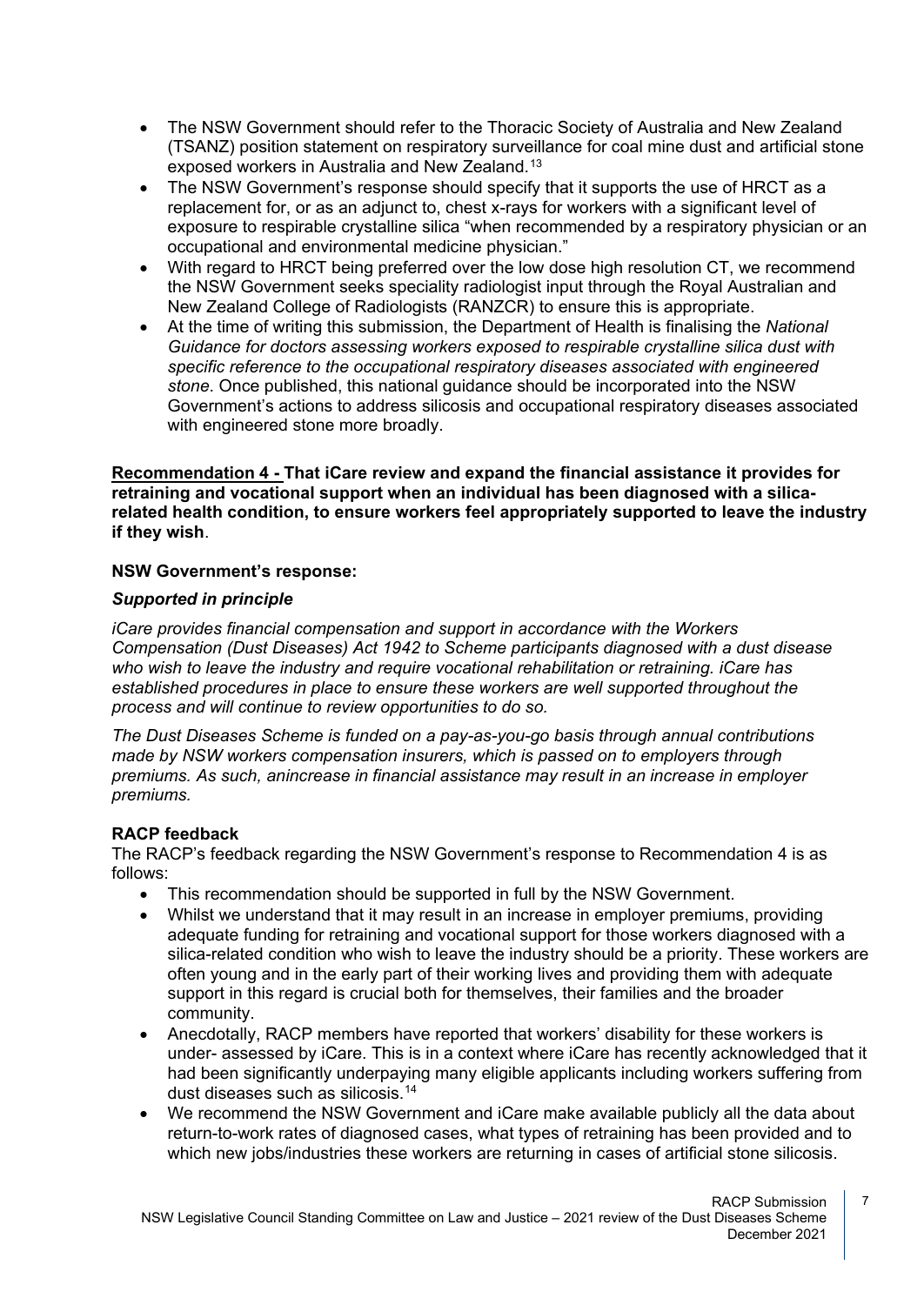- The NSW Government should refer to the Thoracic Society of Australia and New Zealand (TSANZ) position statement on respiratory surveillance for coal mine dust and artificial stone exposed workers in Australia and New Zealand.[13]
- The NSW Government's response should specify that it supports the use of HRCT as a replacement for, or as an adjunct to, chest x-rays for workers with a significant level of exposure to respirable crystalline silica "when recommended by a respiratory physician or an occupational and environmental medicine physician."
- With regard to HRCT being preferred over the low dose high resolution CT, we recommend the NSW Government seeks speciality radiologist input through the Royal Australian and New Zealand College of Radiologists (RANZCR) to ensure this is appropriate.
- At the time of writing this submission, the Department of Health is finalising the *National Guidance for doctors assessing workers exposed to respirable crystalline silica dust with specific reference to the occupational respiratory diseases associated with engineered stone*. Once published, this national guidance should be incorporated into the NSW Government's actions to address silicosis and occupational respiratory diseases associated with engineered stone more broadly.

**<u>Recommendation 4 -</u> That iCare review and expand the financial assistance it provides for retraining and vocational support when an individual has been diagnosed with a silica-related health condition, to ensure workers feel appropriately supported to leave the industry if they wish**.

**NSW Government's response:**

***Supported in principle***

*iCare provides financial compensation and support in accordance with the Workers Compensation (Dust Diseases) Act 1942 to Scheme participants diagnosed with a dust disease who wish to leave the industry and require vocational rehabilitation or retraining. iCare has established procedures in place to ensure these workers are well supported throughout the process and will continue to review opportunities to do so.*

*The Dust Diseases Scheme is funded on a pay-as-you-go basis through annual contributions made by NSW workers compensation insurers, which is passed on to employers through premiums. As such, anincrease in financial assistance may result in an increase in employer premiums.*

**RACP feedback**

The RACP's feedback regarding the NSW Government's response to Recommendation 4 is as follows:

- This recommendation should be supported in full by the NSW Government.
- Whilst we understand that it may result in an increase in employer premiums, providing adequate funding for retraining and vocational support for those workers diagnosed with a silica-related condition who wish to leave the industry should be a priority. These workers are often young and in the early part of their working lives and providing them with adequate support in this regard is crucial both for themselves, their families and the broader community.
- Anecdotally, RACP members have reported that workers' disability for these workers is under- assessed by iCare. This is in a context where iCare has recently acknowledged that it had been significantly underpaying many eligible applicants including workers suffering from dust diseases such as silicosis.[14]
- We recommend the NSW Government and iCare make available publicly all the data about return-to-work rates of diagnosed cases, what types of retraining has been provided and to which new jobs/industries these workers are returning in cases of artificial stone silicosis.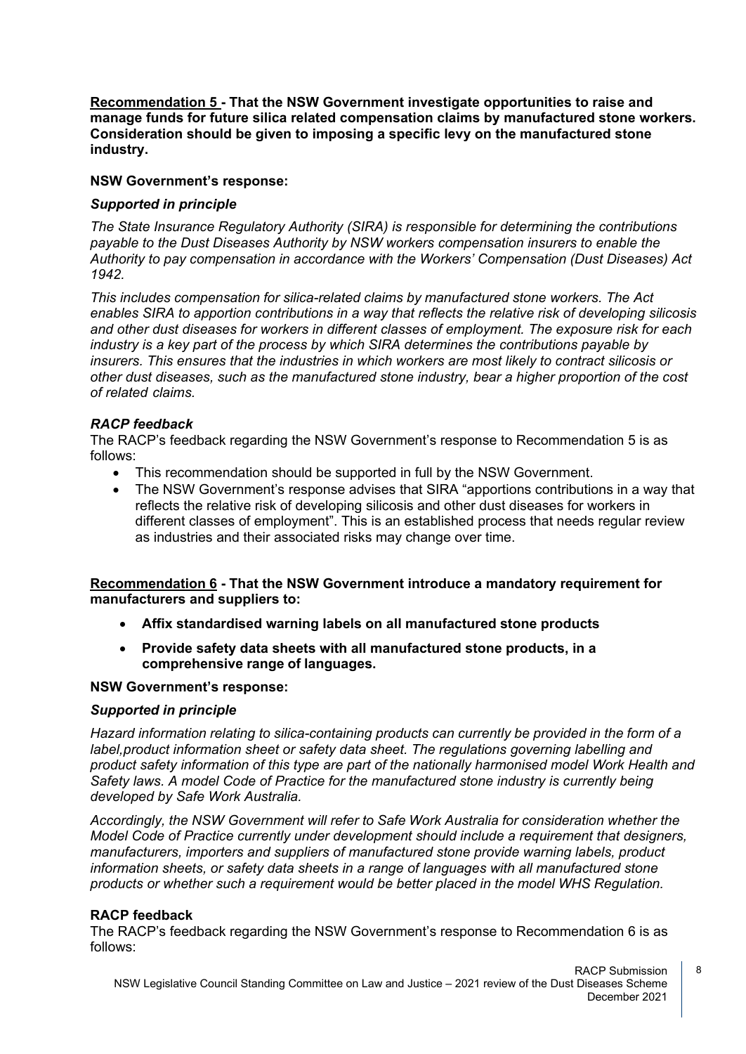**Recommendation 5 - That the NSW Government investigate opportunities to raise and manage funds for future silica related compensation claims by manufactured stone workers. Consideration should be given to imposing a specific levy on the manufactured stone industry.**

**NSW Government's response:**

***Supported in principle***

*The State Insurance Regulatory Authority (SIRA) is responsible for determining the contributions payable to the Dust Diseases Authority by NSW workers compensation insurers to enable the Authority to pay compensation in accordance with the Workers' Compensation (Dust Diseases) Act 1942.*

*This includes compensation for silica-related claims by manufactured stone workers. The Act enables SIRA to apportion contributions in a way that reflects the relative risk of developing silicosis and other dust diseases for workers in different classes of employment. The exposure risk for each industry is a key part of the process by which SIRA determines the contributions payable by insurers. This ensures that the industries in which workers are most likely to contract silicosis or other dust diseases, such as the manufactured stone industry, bear a higher proportion of the cost of related claims.*

***RACP feedback***

The RACP's feedback regarding the NSW Government's response to Recommendation 5 is as follows:

- This recommendation should be supported in full by the NSW Government.
- The NSW Government's response advises that SIRA "apportions contributions in a way that reflects the relative risk of developing silicosis and other dust diseases for workers in different classes of employment". This is an established process that needs regular review as industries and their associated risks may change over time.

**Recommendation 6 - That the NSW Government introduce a mandatory requirement for manufacturers and suppliers to:**

- **Affix standardised warning labels on all manufactured stone products**
- **Provide safety data sheets with all manufactured stone products, in a comprehensive range of languages.**

**NSW Government's response:**

***Supported in principle***

*Hazard information relating to silica-containing products can currently be provided in the form of a label,product information sheet or safety data sheet. The regulations governing labelling and product safety information of this type are part of the nationally harmonised model Work Health and Safety laws. A model Code of Practice for the manufactured stone industry is currently being developed by Safe Work Australia.*

*Accordingly, the NSW Government will refer to Safe Work Australia for consideration whether the Model Code of Practice currently under development should include a requirement that designers, manufacturers, importers and suppliers of manufactured stone provide warning labels, product information sheets, or safety data sheets in a range of languages with all manufactured stone products or whether such a requirement would be better placed in the model WHS Regulation.*

**RACP feedback**

The RACP's feedback regarding the NSW Government's response to Recommendation 6 is as follows: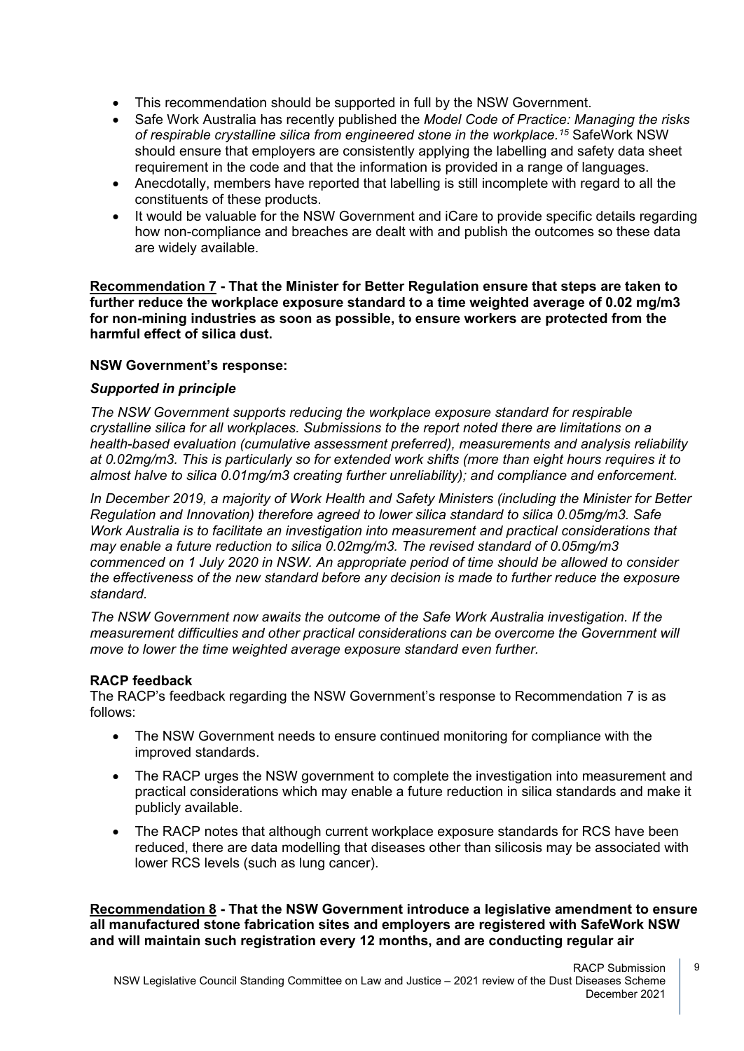- This recommendation should be supported in full by the NSW Government.
- Safe Work Australia has recently published the *Model Code of Practice: Managing the risks of respirable crystalline silica from engineered stone in the workplace.*[15] SafeWork NSW should ensure that employers are consistently applying the labelling and safety data sheet requirement in the code and that the information is provided in a range of languages.
- Anecdotally, members have reported that labelling is still incomplete with regard to all the constituents of these products.
- It would be valuable for the NSW Government and iCare to provide specific details regarding how non-compliance and breaches are dealt with and publish the outcomes so these data are widely available.

**<u>Recommendation 7</u> - That the Minister for Better Regulation ensure that steps are taken to further reduce the workplace exposure standard to a time weighted average of 0.02 mg/m3 for non-mining industries as soon as possible, to ensure workers are protected from the harmful effect of silica dust.**

**NSW Government's response:**

***Supported in principle***

*The NSW Government supports reducing the workplace exposure standard for respirable crystalline silica for all workplaces. Submissions to the report noted there are limitations on a health-based evaluation (cumulative assessment preferred), measurements and analysis reliability at 0.02mg/m3. This is particularly so for extended work shifts (more than eight hours requires it to almost halve to silica 0.01mg/m3 creating further unreliability); and compliance and enforcement.*

*In December 2019, a majority of Work Health and Safety Ministers (including the Minister for Better Regulation and Innovation) therefore agreed to lower silica standard to silica 0.05mg/m3. Safe Work Australia is to facilitate an investigation into measurement and practical considerations that may enable a future reduction to silica 0.02mg/m3. The revised standard of 0.05mg/m3 commenced on 1 July 2020 in NSW. An appropriate period of time should be allowed to consider the effectiveness of the new standard before any decision is made to further reduce the exposure standard.*

*The NSW Government now awaits the outcome of the Safe Work Australia investigation. If the measurement difficulties and other practical considerations can be overcome the Government will move to lower the time weighted average exposure standard even further.*

**RACP feedback**

The RACP's feedback regarding the NSW Government's response to Recommendation 7 is as follows:

- The NSW Government needs to ensure continued monitoring for compliance with the improved standards.
- The RACP urges the NSW government to complete the investigation into measurement and practical considerations which may enable a future reduction in silica standards and make it publicly available.
- The RACP notes that although current workplace exposure standards for RCS have been reduced, there are data modelling that diseases other than silicosis may be associated with lower RCS levels (such as lung cancer).

**<u>Recommendation 8</u> - That the NSW Government introduce a legislative amendment to ensure all manufactured stone fabrication sites and employers are registered with SafeWork NSW and will maintain such registration every 12 months, and are conducting regular air**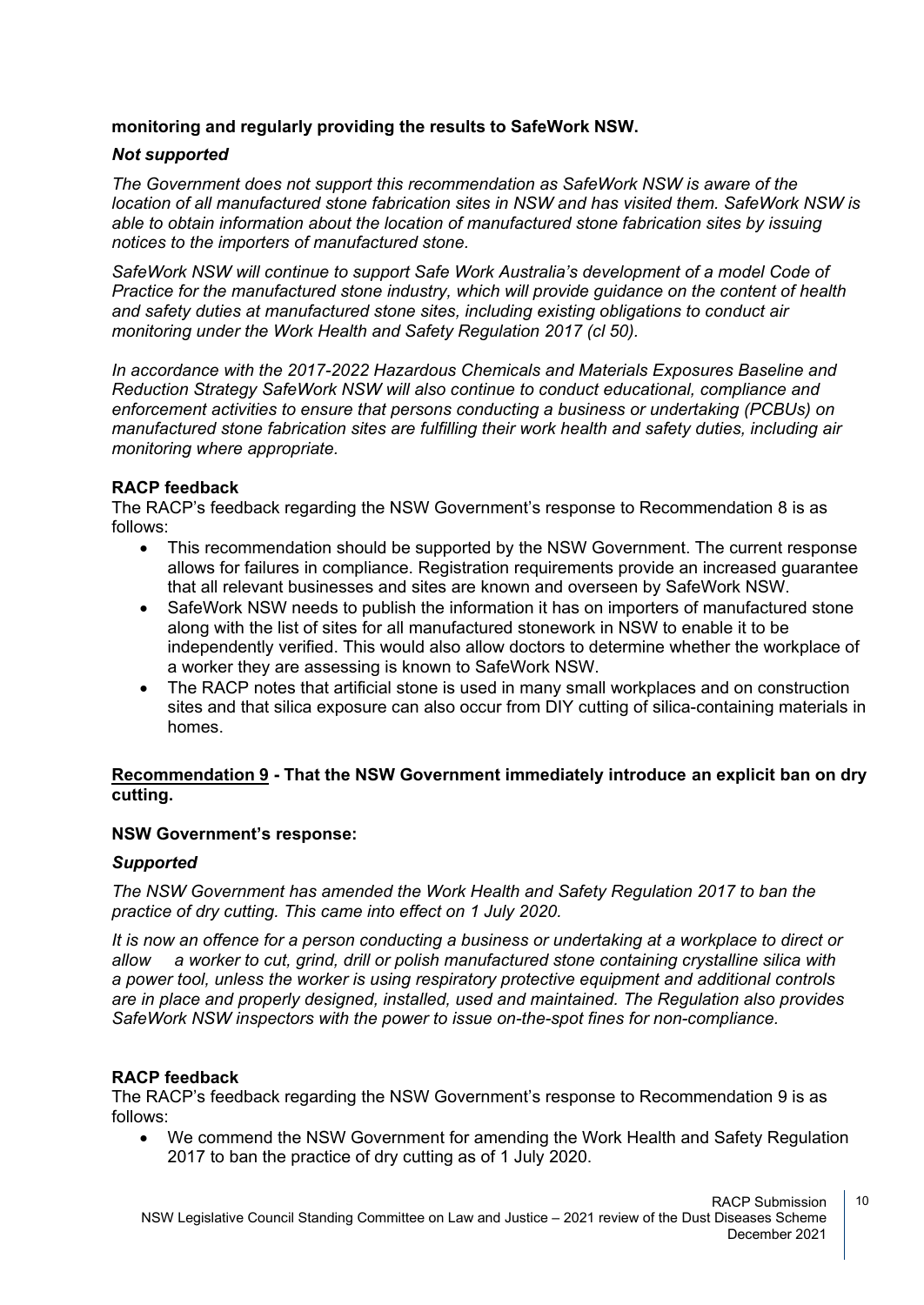**monitoring and regularly providing the results to SafeWork NSW.**

***Not supported***

*The Government does not support this recommendation as SafeWork NSW is aware of the location of all manufactured stone fabrication sites in NSW and has visited them. SafeWork NSW is able to obtain information about the location of manufactured stone fabrication sites by issuing notices to the importers of manufactured stone.*

*SafeWork NSW will continue to support Safe Work Australia's development of a model Code of Practice for the manufactured stone industry, which will provide guidance on the content of health and safety duties at manufactured stone sites, including existing obligations to conduct air monitoring under the Work Health and Safety Regulation 2017 (cl 50).*

*In accordance with the 2017-2022 Hazardous Chemicals and Materials Exposures Baseline and Reduction Strategy SafeWork NSW will also continue to conduct educational, compliance and enforcement activities to ensure that persons conducting a business or undertaking (PCBUs) on manufactured stone fabrication sites are fulfilling their work health and safety duties, including air monitoring where appropriate.*

**RACP feedback**

The RACP's feedback regarding the NSW Government's response to Recommendation 8 is as follows:

- This recommendation should be supported by the NSW Government. The current response allows for failures in compliance. Registration requirements provide an increased guarantee that all relevant businesses and sites are known and overseen by SafeWork NSW.
- SafeWork NSW needs to publish the information it has on importers of manufactured stone along with the list of sites for all manufactured stonework in NSW to enable it to be independently verified. This would also allow doctors to determine whether the workplace of a worker they are assessing is known to SafeWork NSW.
- The RACP notes that artificial stone is used in many small workplaces and on construction sites and that silica exposure can also occur from DIY cutting of silica-containing materials in homes.

**<u>Recommendation 9</u> - That the NSW Government immediately introduce an explicit ban on dry cutting.**

**NSW Government's response:**

***Supported***

*The NSW Government has amended the Work Health and Safety Regulation 2017 to ban the practice of dry cutting. This came into effect on 1 July 2020.*

*It is now an offence for a person conducting a business or undertaking at a workplace to direct or allow a worker to cut, grind, drill or polish manufactured stone containing crystalline silica with a power tool, unless the worker is using respiratory protective equipment and additional controls are in place and properly designed, installed, used and maintained. The Regulation also provides SafeWork NSW inspectors with the power to issue on-the-spot fines for non-compliance.*

**RACP feedback**

The RACP's feedback regarding the NSW Government's response to Recommendation 9 is as follows:

- We commend the NSW Government for amending the Work Health and Safety Regulation 2017 to ban the practice of dry cutting as of 1 July 2020.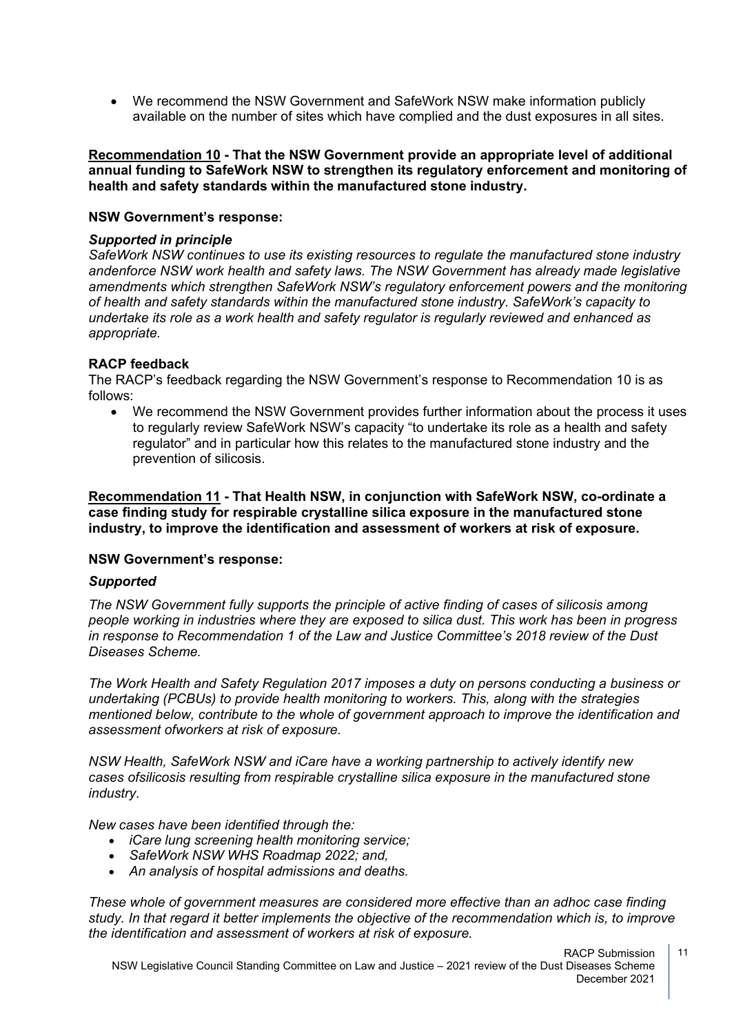- We recommend the NSW Government and SafeWork NSW make information publicly available on the number of sites which have complied and the dust exposures in all sites.

**Recommendation 10 - That the NSW Government provide an appropriate level of additional annual funding to SafeWork NSW to strengthen its regulatory enforcement and monitoring of health and safety standards within the manufactured stone industry.**

**NSW Government's response:**

***Supported in principle***

*SafeWork NSW continues to use its existing resources to regulate the manufactured stone industry andenforce NSW work health and safety laws. The NSW Government has already made legislative amendments which strengthen SafeWork NSW's regulatory enforcement powers and the monitoring of health and safety standards within the manufactured stone industry. SafeWork's capacity to undertake its role as a work health and safety regulator is regularly reviewed and enhanced as appropriate.*

**RACP feedback**

The RACP's feedback regarding the NSW Government's response to Recommendation 10 is as follows:

- We recommend the NSW Government provides further information about the process it uses to regularly review SafeWork NSW's capacity "to undertake its role as a health and safety regulator" and in particular how this relates to the manufactured stone industry and the prevention of silicosis.

**Recommendation 11 - That Health NSW, in conjunction with SafeWork NSW, co-ordinate a case finding study for respirable crystalline silica exposure in the manufactured stone industry, to improve the identification and assessment of workers at risk of exposure.**

**NSW Government's response:**

***Supported***

*The NSW Government fully supports the principle of active finding of cases of silicosis among people working in industries where they are exposed to silica dust. This work has been in progress in response to Recommendation 1 of the Law and Justice Committee's 2018 review of the Dust Diseases Scheme.*

*The Work Health and Safety Regulation 2017 imposes a duty on persons conducting a business or undertaking (PCBUs) to provide health monitoring to workers. This, along with the strategies mentioned below, contribute to the whole of government approach to improve the identification and assessment ofworkers at risk of exposure.*

*NSW Health, SafeWork NSW and iCare have a working partnership to actively identify new cases ofsilicosis resulting from respirable crystalline silica exposure in the manufactured stone industry.*

*New cases have been identified through the:*

- *iCare lung screening health monitoring service;*
- *SafeWork NSW WHS Roadmap 2022; and,*
- *An analysis of hospital admissions and deaths.*

*These whole of government measures are considered more effective than an adhoc case finding study. In that regard it better implements the objective of the recommendation which is, to improve the identification and assessment of workers at risk of exposure.*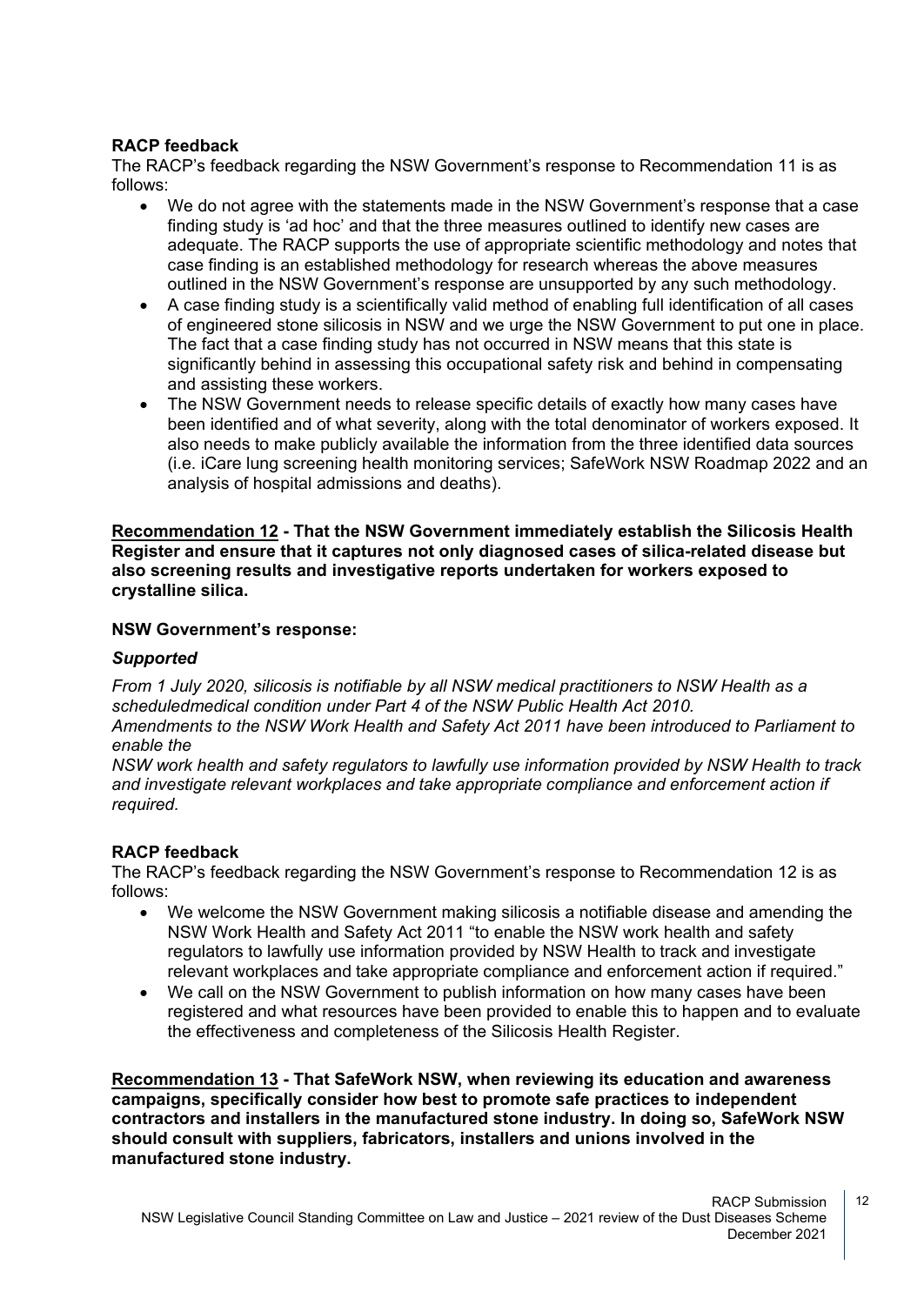**RACP feedback**

The RACP's feedback regarding the NSW Government's response to Recommendation 11 is as follows:

- We do not agree with the statements made in the NSW Government's response that a case finding study is 'ad hoc' and that the three measures outlined to identify new cases are adequate. The RACP supports the use of appropriate scientific methodology and notes that case finding is an established methodology for research whereas the above measures outlined in the NSW Government's response are unsupported by any such methodology.
- A case finding study is a scientifically valid method of enabling full identification of all cases of engineered stone silicosis in NSW and we urge the NSW Government to put one in place. The fact that a case finding study has not occurred in NSW means that this state is significantly behind in assessing this occupational safety risk and behind in compensating and assisting these workers.
- The NSW Government needs to release specific details of exactly how many cases have been identified and of what severity, along with the total denominator of workers exposed. It also needs to make publicly available the information from the three identified data sources (i.e. iCare lung screening health monitoring services; SafeWork NSW Roadmap 2022 and an analysis of hospital admissions and deaths).

**Recommendation 12 - That the NSW Government immediately establish the Silicosis Health Register and ensure that it captures not only diagnosed cases of silica-related disease but also screening results and investigative reports undertaken for workers exposed to crystalline silica.**

**NSW Government's response:**

***Supported***

*From 1 July 2020, silicosis is notifiable by all NSW medical practitioners to NSW Health as a scheduledmedical condition under Part 4 of the NSW Public Health Act 2010.*
*Amendments to the NSW Work Health and Safety Act 2011 have been introduced to Parliament to enable the*
*NSW work health and safety regulators to lawfully use information provided by NSW Health to track and investigate relevant workplaces and take appropriate compliance and enforcement action if required.*

**RACP feedback**

The RACP's feedback regarding the NSW Government's response to Recommendation 12 is as follows:

- We welcome the NSW Government making silicosis a notifiable disease and amending the NSW Work Health and Safety Act 2011 "to enable the NSW work health and safety regulators to lawfully use information provided by NSW Health to track and investigate relevant workplaces and take appropriate compliance and enforcement action if required."
- We call on the NSW Government to publish information on how many cases have been registered and what resources have been provided to enable this to happen and to evaluate the effectiveness and completeness of the Silicosis Health Register.

**Recommendation 13 - That SafeWork NSW, when reviewing its education and awareness campaigns, specifically consider how best to promote safe practices to independent contractors and installers in the manufactured stone industry. In doing so, SafeWork NSW should consult with suppliers, fabricators, installers and unions involved in the manufactured stone industry.**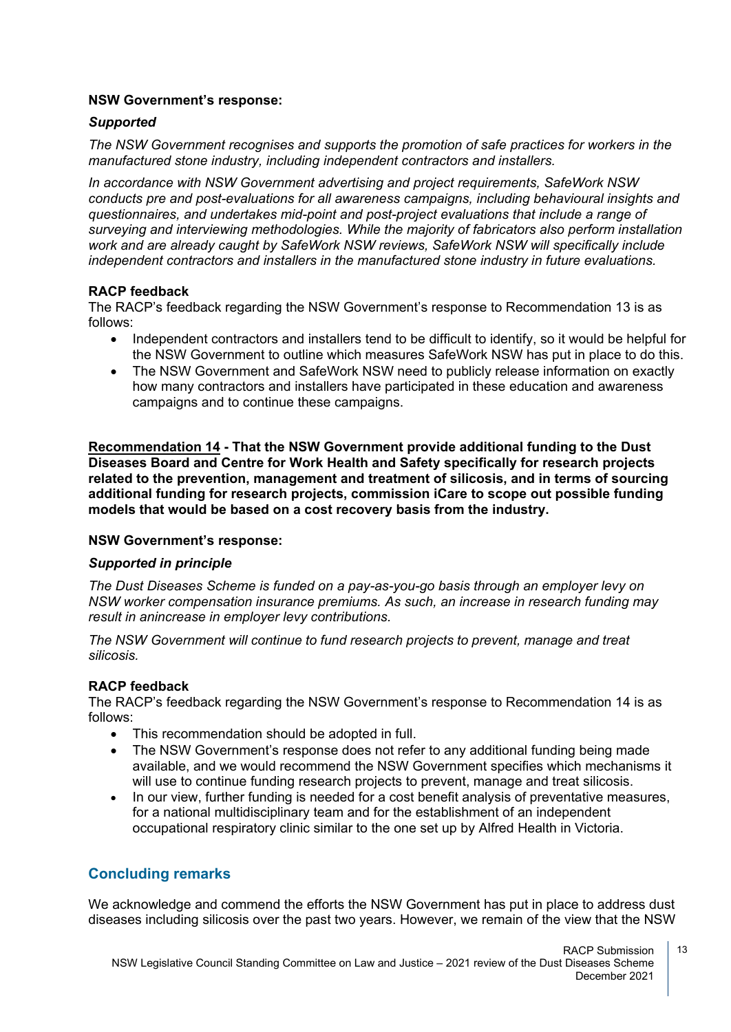**NSW Government's response:**

***Supported***

*The NSW Government recognises and supports the promotion of safe practices for workers in the manufactured stone industry, including independent contractors and installers.*

*In accordance with NSW Government advertising and project requirements, SafeWork NSW conducts pre and post-evaluations for all awareness campaigns, including behavioural insights and questionnaires, and undertakes mid-point and post-project evaluations that include a range of surveying and interviewing methodologies. While the majority of fabricators also perform installation work and are already caught by SafeWork NSW reviews, SafeWork NSW will specifically include independent contractors and installers in the manufactured stone industry in future evaluations.*

**RACP feedback**

The RACP's feedback regarding the NSW Government's response to Recommendation 13 is as follows:

- Independent contractors and installers tend to be difficult to identify, so it would be helpful for the NSW Government to outline which measures SafeWork NSW has put in place to do this.
- The NSW Government and SafeWork NSW need to publicly release information on exactly how many contractors and installers have participated in these education and awareness campaigns and to continue these campaigns.

**Recommendation 14 - That the NSW Government provide additional funding to the Dust Diseases Board and Centre for Work Health and Safety specifically for research projects related to the prevention, management and treatment of silicosis, and in terms of sourcing additional funding for research projects, commission iCare to scope out possible funding models that would be based on a cost recovery basis from the industry.**

**NSW Government's response:**

***Supported in principle***

*The Dust Diseases Scheme is funded on a pay-as-you-go basis through an employer levy on NSW worker compensation insurance premiums. As such, an increase in research funding may result in anincrease in employer levy contributions.*

*The NSW Government will continue to fund research projects to prevent, manage and treat silicosis.*

**RACP feedback**

The RACP's feedback regarding the NSW Government's response to Recommendation 14 is as follows:

- This recommendation should be adopted in full.
- The NSW Government's response does not refer to any additional funding being made available, and we would recommend the NSW Government specifies which mechanisms it will use to continue funding research projects to prevent, manage and treat silicosis.
- In our view, further funding is needed for a cost benefit analysis of preventative measures, for a national multidisciplinary team and for the establishment of an independent occupational respiratory clinic similar to the one set up by Alfred Health in Victoria.

## Concluding remarks

We acknowledge and commend the efforts the NSW Government has put in place to address dust diseases including silicosis over the past two years. However, we remain of the view that the NSW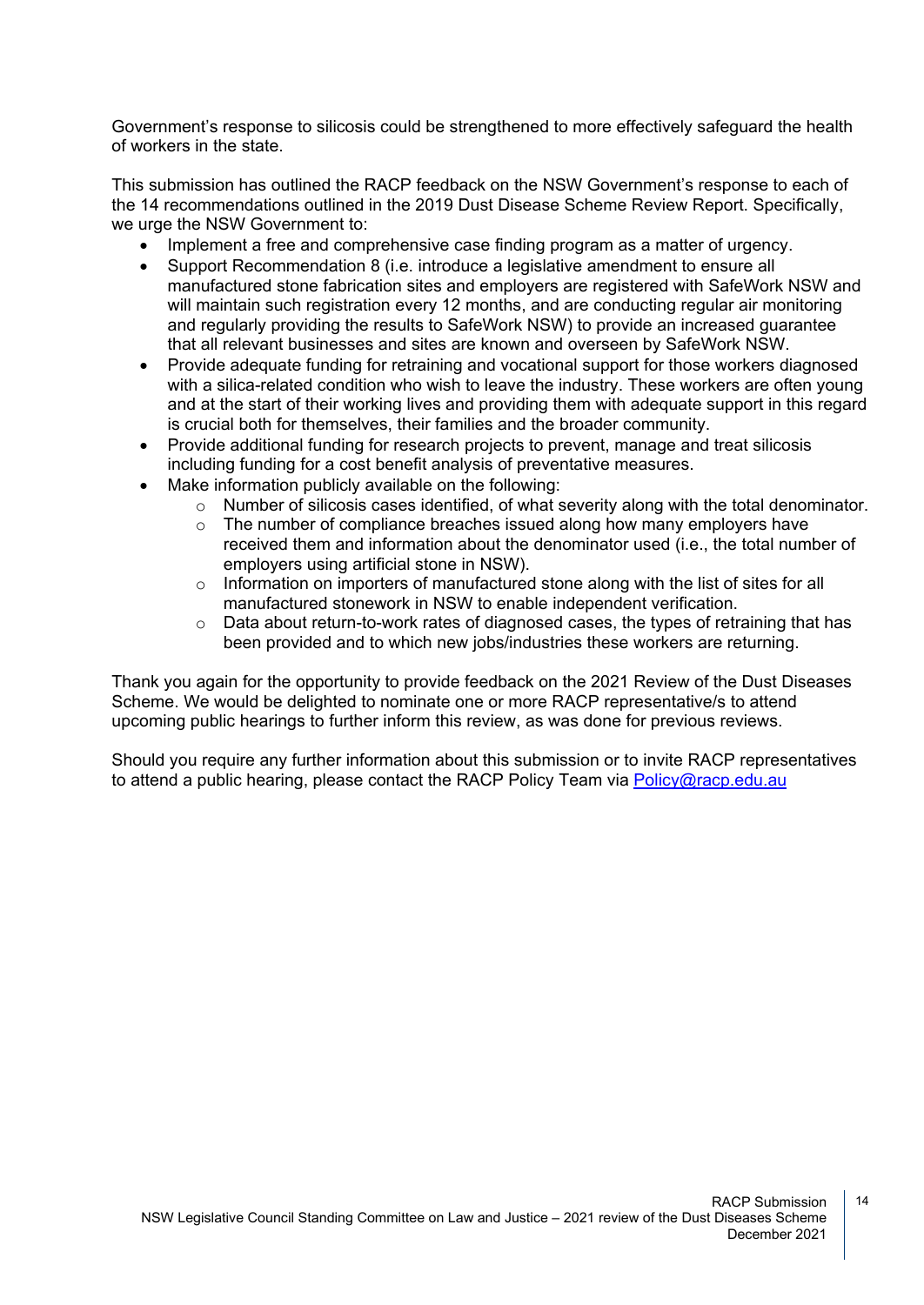Government's response to silicosis could be strengthened to more effectively safeguard the health of workers in the state.

This submission has outlined the RACP feedback on the NSW Government's response to each of the 14 recommendations outlined in the 2019 Dust Disease Scheme Review Report. Specifically, we urge the NSW Government to:

- Implement a free and comprehensive case finding program as a matter of urgency.
- Support Recommendation 8 (i.e. introduce a legislative amendment to ensure all manufactured stone fabrication sites and employers are registered with SafeWork NSW and will maintain such registration every 12 months, and are conducting regular air monitoring and regularly providing the results to SafeWork NSW) to provide an increased guarantee that all relevant businesses and sites are known and overseen by SafeWork NSW.
- Provide adequate funding for retraining and vocational support for those workers diagnosed with a silica-related condition who wish to leave the industry. These workers are often young and at the start of their working lives and providing them with adequate support in this regard is crucial both for themselves, their families and the broader community.
- Provide additional funding for research projects to prevent, manage and treat silicosis including funding for a cost benefit analysis of preventative measures.
- Make information publicly available on the following:
    - Number of silicosis cases identified, of what severity along with the total denominator.
    - The number of compliance breaches issued along how many employers have received them and information about the denominator used (i.e., the total number of employers using artificial stone in NSW).
    - Information on importers of manufactured stone along with the list of sites for all manufactured stonework in NSW to enable independent verification.
    - Data about return-to-work rates of diagnosed cases, the types of retraining that has been provided and to which new jobs/industries these workers are returning.

Thank you again for the opportunity to provide feedback on the 2021 Review of the Dust Diseases Scheme. We would be delighted to nominate one or more RACP representative/s to attend upcoming public hearings to further inform this review, as was done for previous reviews.

Should you require any further information about this submission or to invite RACP representatives to attend a public hearing, please contact the RACP Policy Team via [Policy@racp.edu.au](mailto:Policy@racp.edu.au)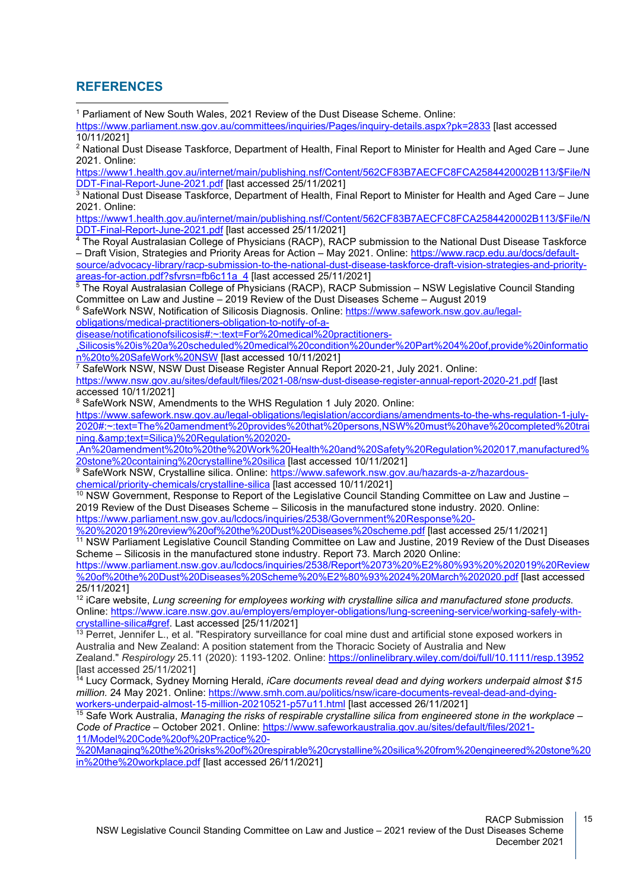## REFERENCES

[1] Parliament of New South Wales, 2021 Review of the Dust Disease Scheme. Online: https://www.parliament.nsw.gov.au/committees/inquiries/Pages/inquiry-details.aspx?pk=2833 [last accessed 10/11/2021]

[2] National Dust Disease Taskforce, Department of Health, Final Report to Minister for Health and Aged Care – June 2021. Online: https://www1.health.gov.au/internet/main/publishing.nsf/Content/562CF83B7AECFC8FCA2584420002B113/$File/NDDT-Final-Report-June-2021.pdf [last accessed 25/11/2021]

[3] National Dust Disease Taskforce, Department of Health, Final Report to Minister for Health and Aged Care – June 2021. Online: https://www1.health.gov.au/internet/main/publishing.nsf/Content/562CF83B7AECFC8FCA2584420002B113/$File/NDDT-Final-Report-June-2021.pdf [last accessed 25/11/2021]

[4] The Royal Australasian College of Physicians (RACP), RACP submission to the National Dust Disease Taskforce – Draft Vision, Strategies and Priority Areas for Action – May 2021. Online: https://www.racp.edu.au/docs/default-source/advocacy-library/racp-submission-to-the-national-dust-disease-taskforce-draft-vision-strategies-and-priority-areas-for-action.pdf?sfvrsn=fb6c11a_4 [last accessed 25/11/2021]

[5] The Royal Australasian College of Physicians (RACP), RACP Submission – NSW Legislative Council Standing Committee on Law and Justine – 2019 Review of the Dust Diseases Scheme – August 2019

[6] SafeWork NSW, Notification of Silicosis Diagnosis. Online: https://www.safework.nsw.gov.au/legal-obligations/medical-practitioners-obligation-to-notify-of-a-disease/notificationofsilicosis#:~:text=For%20medical%20practitioners-,Silicosis%20is%20a%20scheduled%20medical%20condition%20under%20Part%204%20of,provide%20information%20to%20SafeWork%20NSW [last accessed 10/11/2021]

[7] SafeWork NSW, NSW Dust Disease Register Annual Report 2020-21, July 2021. Online: https://www.nsw.gov.au/sites/default/files/2021-08/nsw-dust-disease-register-annual-report-2020-21.pdf [last accessed 10/11/2021]

[8] SafeWork NSW, Amendments to the WHS Regulation 1 July 2020. Online: https://www.safework.nsw.gov.au/legal-obligations/legislation/accordians/amendments-to-the-whs-regulation-1-july-2020#:~:text=The%20amendment%20provides%20that%20persons,NSW%20must%20have%20completed%20training.&amp;text=Silica)%20Regulation%202020-,An%20amendment%20to%20the%20Work%20Health%20and%20Safety%20Regulation%202017,manufactured%20stone%20containing%20crystalline%20silica [last accessed 10/11/2021]

[9] SafeWork NSW, Crystalline silica. Online: https://www.safework.nsw.gov.au/hazards-a-z/hazardous-chemical/priority-chemicals/crystalline-silica [last accessed 10/11/2021]

[10] NSW Government, Response to Report of the Legislative Council Standing Committee on Law and Justine – 2019 Review of the Dust Diseases Scheme – Silicosis in the manufactured stone industry. 2020. Online: https://www.parliament.nsw.gov.au/lcdocs/inquiries/2538/Government%20Response%20-%20%202019%20review%20of%20the%20Dust%20Diseases%20scheme.pdf [last accessed 25/11/2021]

[11] NSW Parliament Legislative Council Standing Committee on Law and Justine, 2019 Review of the Dust Diseases Scheme – Silicosis in the manufactured stone industry. Report 73. March 2020 Online: https://www.parliament.nsw.gov.au/lcdocs/inquiries/2538/Report%2073%20%E2%80%93%20%202019%20Review%20of%20the%20Dust%20Diseases%20Scheme%20%E2%80%93%2024%20March%202020.pdf [last accessed 25/11/2021]

[12] iCare website, *Lung screening for employees working with crystalline silica and manufactured stone products.* Online: https://www.icare.nsw.gov.au/employers/employer-obligations/lung-screening-service/working-safely-with-crystalline-silica#gref. Last accessed [25/11/2021]

[13] Perret, Jennifer L., et al. "Respiratory surveillance for coal mine dust and artificial stone exposed workers in Australia and New Zealand: A position statement from the Thoracic Society of Australia and New Zealand." *Respirology* 25.11 (2020): 1193-1202. Online: https://onlinelibrary.wiley.com/doi/full/10.1111/resp.13952 [last accessed 25/11/2021]

[14] Lucy Cormack, Sydney Morning Herald, *iCare documents reveal dead and dying workers underpaid almost $15 million.* 24 May 2021. Online: https://www.smh.com.au/politics/nsw/icare-documents-reveal-dead-and-dying-workers-underpaid-almost-15-million-20210521-p57u11.html [last accessed 26/11/2021]

[15] Safe Work Australia, *Managing the risks of respirable crystalline silica from engineered stone in the workplace – Code of Practice* – October 2021. Online: https://www.safeworkaustralia.gov.au/sites/default/files/2021-11/Model%20Code%20of%20Practice%20-%20Managing%20the%20risks%20of%20respirable%20crystalline%20silica%20from%20engineered%20stone%20in%20the%20workplace.pdf [last accessed 26/11/2021]